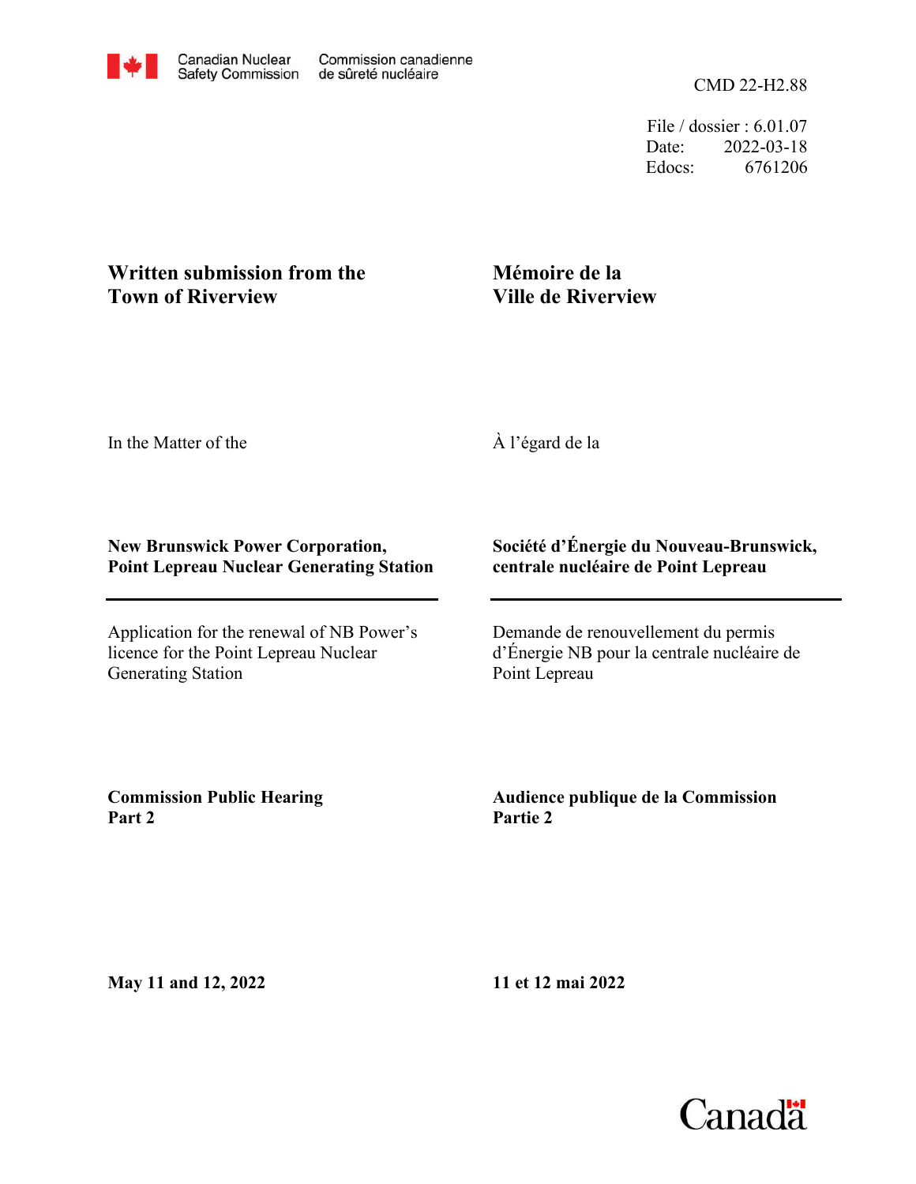Canadian Nuclear Safety Commission | Commission canadienne de sûreté nucléaire

CMD 22-H2.88

File / dossier : 6.01.07
Date: 2022-03-18
Edocs: 6761206

**Written submission from the Town of Riverview**

**Mémoire de la Ville de Riverview**

In the Matter of the

À l'égard de la

**New Brunswick Power Corporation, Point Lepreau Nuclear Generating Station**

**Société d'Énergie du Nouveau-Brunswick, centrale nucléaire de Point Lepreau**

Application for the renewal of NB Power's licence for the Point Lepreau Nuclear Generating Station

Demande de renouvellement du permis d'Énergie NB pour la centrale nucléaire de Point Lepreau

**Commission Public Hearing Part 2**

**Audience publique de la Commission Partie 2**

**May 11 and 12, 2022**

**11 et 12 mai 2022**

Canada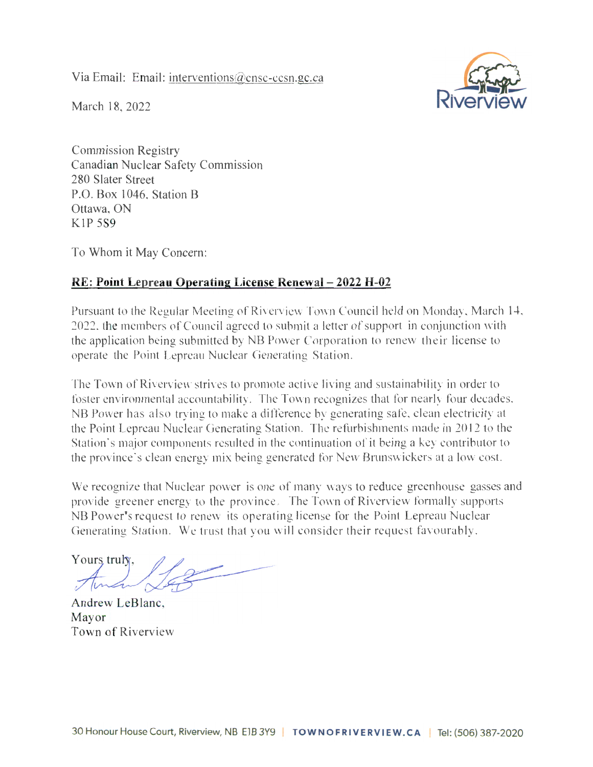Via Email: Email: interventions@cnsc-ccsn.gc.ca

March 18, 2022

Riverview

Commission Registry
Canadian Nuclear Safety Commission
280 Slater Street
P.O. Box 1046, Station B
Ottawa, ON
K1P 5S9

To Whom it May Concern:

**RE: Point Lepreau Operating License Renewal – 2022 H-02**

Pursuant to the Regular Meeting of Riverview Town Council held on Monday, March 14, 2022, the members of Council agreed to submit a letter of support in conjunction with the application being submitted by NB Power Corporation to renew their license to operate the Point Lepreau Nuclear Generating Station.

The Town of Riverview strives to promote active living and sustainability in order to foster environmental accountability. The Town recognizes that for nearly four decades, NB Power has also trying to make a difference by generating safe, clean electricity at the Point Lepreau Nuclear Generating Station. The refurbishments made in 2012 to the Station's major components resulted in the continuation of it being a key contributor to the province's clean energy mix being generated for New Brunswickers at a low cost.

We recognize that Nuclear power is one of many ways to reduce greenhouse gasses and provide greener energy to the province. The Town of Riverview formally supports NB Power's request to renew its operating license for the Point Lepreau Nuclear Generating Station. We trust that you will consider their request favourably.

Yours truly,

Andrew LeBlanc,
Mayor
Town of Riverview

30 Honour House Court, Riverview, NB E1B 3Y9 | TOWNOFRIVERVIEW.CA | Tel: (506) 387-2020